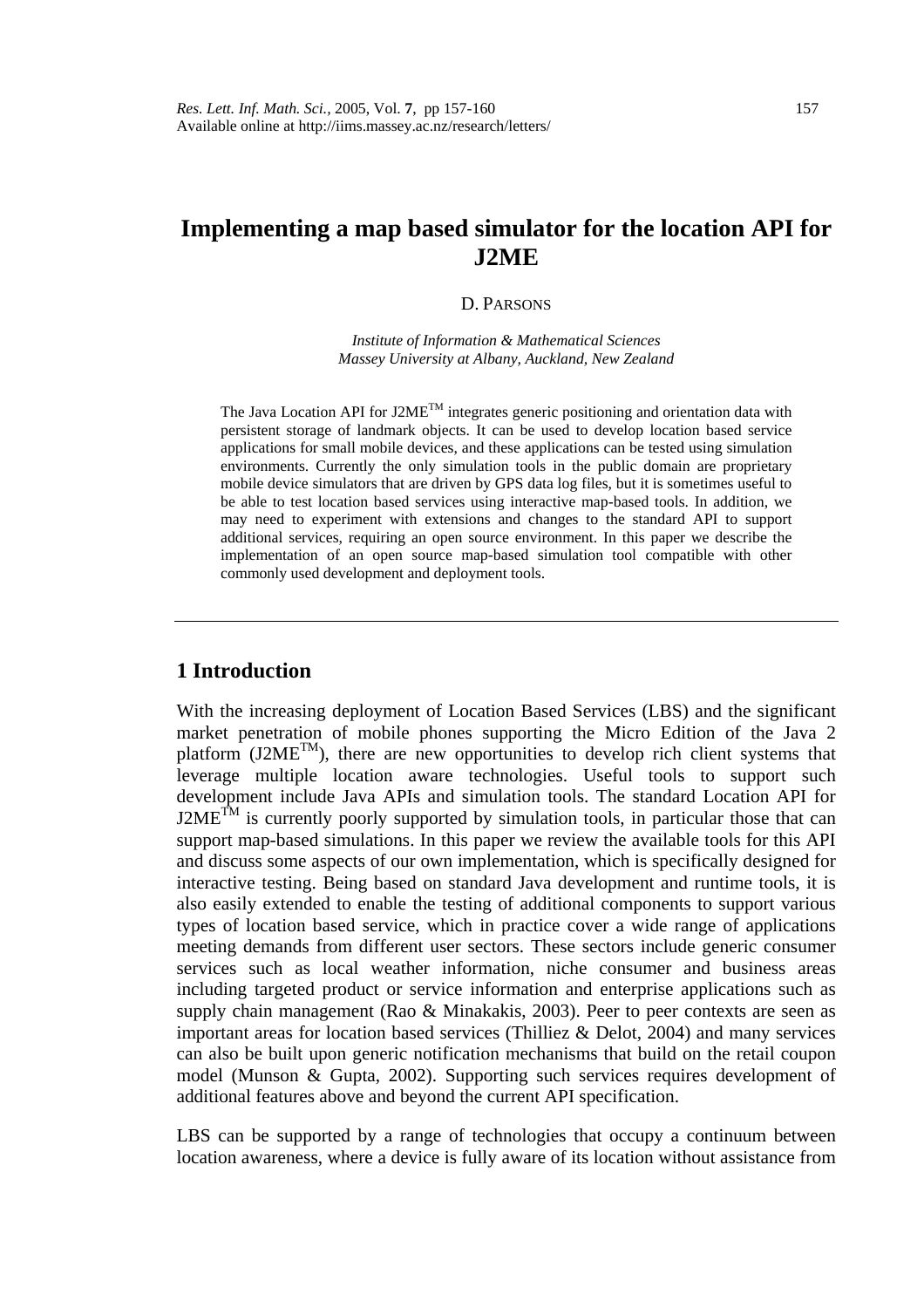# Implementing a map based simulator for the location API for J2ME

D. PARSONS

*Institute of Information & Mathematical Sciences*
*Massey University at Albany, Auckland, New Zealand*

The Java Location API for J2ME$^{TM}$ integrates generic positioning and orientation data with persistent storage of landmark objects. It can be used to develop location based service applications for small mobile devices, and these applications can be tested using simulation environments. Currently the only simulation tools in the public domain are proprietary mobile device simulators that are driven by GPS data log files, but it is sometimes useful to be able to test location based services using interactive map-based tools. In addition, we may need to experiment with extensions and changes to the standard API to support additional services, requiring an open source environment. In this paper we describe the implementation of an open source map-based simulation tool compatible with other commonly used development and deployment tools.

---

## 1 Introduction

With the increasing deployment of Location Based Services (LBS) and the significant market penetration of mobile phones supporting the Micro Edition of the Java 2 platform (J2ME$^{TM}$), there are new opportunities to develop rich client systems that leverage multiple location aware technologies. Useful tools to support such development include Java APIs and simulation tools. The standard Location API for J2ME$^{TM}$ is currently poorly supported by simulation tools, in particular those that can support map-based simulations. In this paper we review the available tools for this API and discuss some aspects of our own implementation, which is specifically designed for interactive testing. Being based on standard Java development and runtime tools, it is also easily extended to enable the testing of additional components to support various types of location based service, which in practice cover a wide range of applications meeting demands from different user sectors. These sectors include generic consumer services such as local weather information, niche consumer and business areas including targeted product or service information and enterprise applications such as supply chain management (Rao & Minakakis, 2003). Peer to peer contexts are seen as important areas for location based services (Thilliez & Delot, 2004) and many services can also be built upon generic notification mechanisms that build on the retail coupon model (Munson & Gupta, 2002). Supporting such services requires development of additional features above and beyond the current API specification.

LBS can be supported by a range of technologies that occupy a continuum between location awareness, where a device is fully aware of its location without assistance from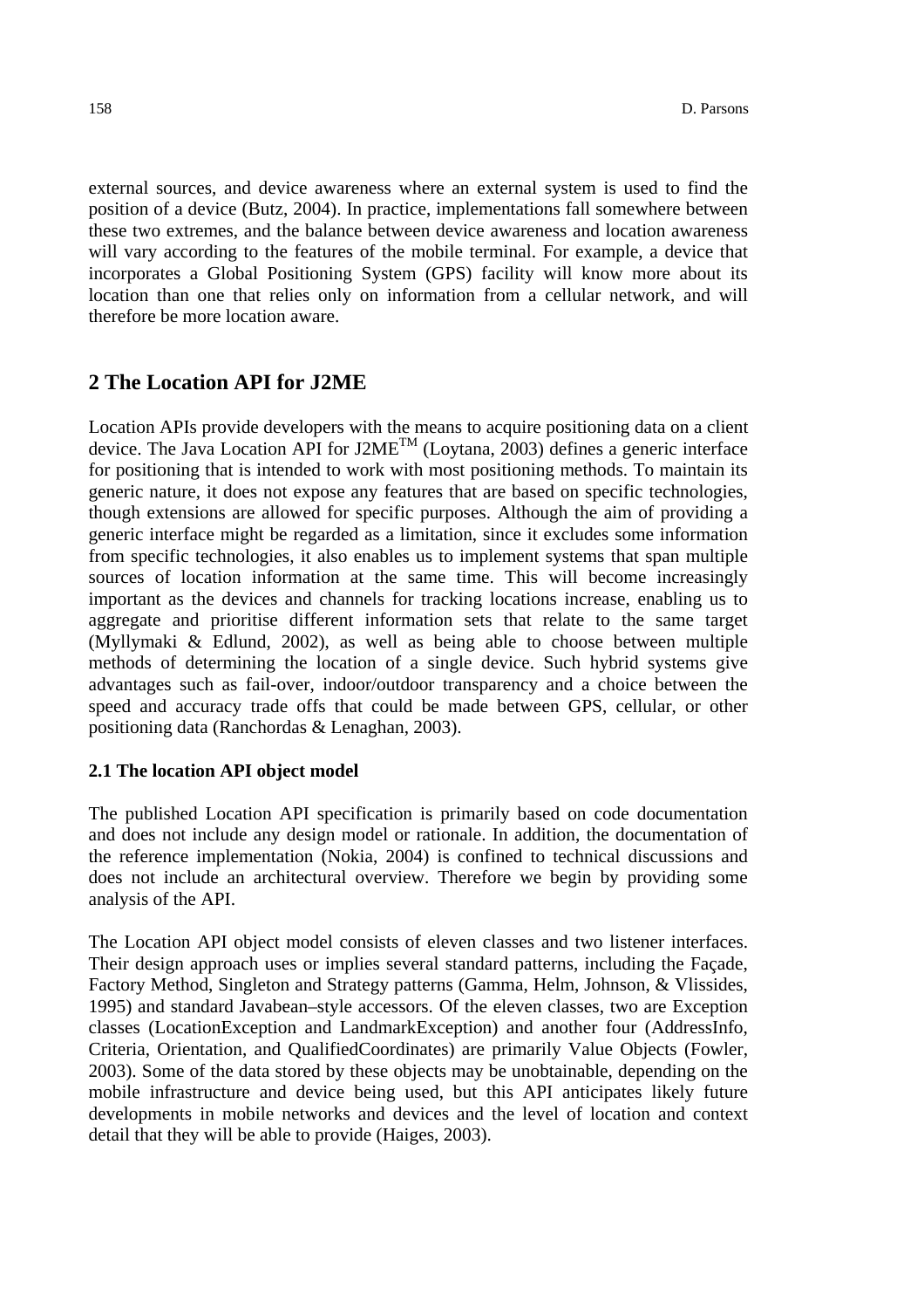external sources, and device awareness where an external system is used to find the position of a device (Butz, 2004). In practice, implementations fall somewhere between these two extremes, and the balance between device awareness and location awareness will vary according to the features of the mobile terminal. For example, a device that incorporates a Global Positioning System (GPS) facility will know more about its location than one that relies only on information from a cellular network, and will therefore be more location aware.

## 2 The Location API for J2ME

Location APIs provide developers with the means to acquire positioning data on a client device. The Java Location API for J2ME[TM] (Loytana, 2003) defines a generic interface for positioning that is intended to work with most positioning methods. To maintain its generic nature, it does not expose any features that are based on specific technologies, though extensions are allowed for specific purposes. Although the aim of providing a generic interface might be regarded as a limitation, since it excludes some information from specific technologies, it also enables us to implement systems that span multiple sources of location information at the same time. This will become increasingly important as the devices and channels for tracking locations increase, enabling us to aggregate and prioritise different information sets that relate to the same target (Myllymaki & Edlund, 2002), as well as being able to choose between multiple methods of determining the location of a single device. Such hybrid systems give advantages such as fail-over, indoor/outdoor transparency and a choice between the speed and accuracy trade offs that could be made between GPS, cellular, or other positioning data (Ranchordas & Lenaghan, 2003).

### 2.1 The location API object model

The published Location API specification is primarily based on code documentation and does not include any design model or rationale. In addition, the documentation of the reference implementation (Nokia, 2004) is confined to technical discussions and does not include an architectural overview. Therefore we begin by providing some analysis of the API.

The Location API object model consists of eleven classes and two listener interfaces. Their design approach uses or implies several standard patterns, including the Façade, Factory Method, Singleton and Strategy patterns (Gamma, Helm, Johnson, & Vlissides, 1995) and standard Javabean–style accessors. Of the eleven classes, two are Exception classes (LocationException and LandmarkException) and another four (AddressInfo, Criteria, Orientation, and QualifiedCoordinates) are primarily Value Objects (Fowler, 2003). Some of the data stored by these objects may be unobtainable, depending on the mobile infrastructure and device being used, but this API anticipates likely future developments in mobile networks and devices and the level of location and context detail that they will be able to provide (Haiges, 2003).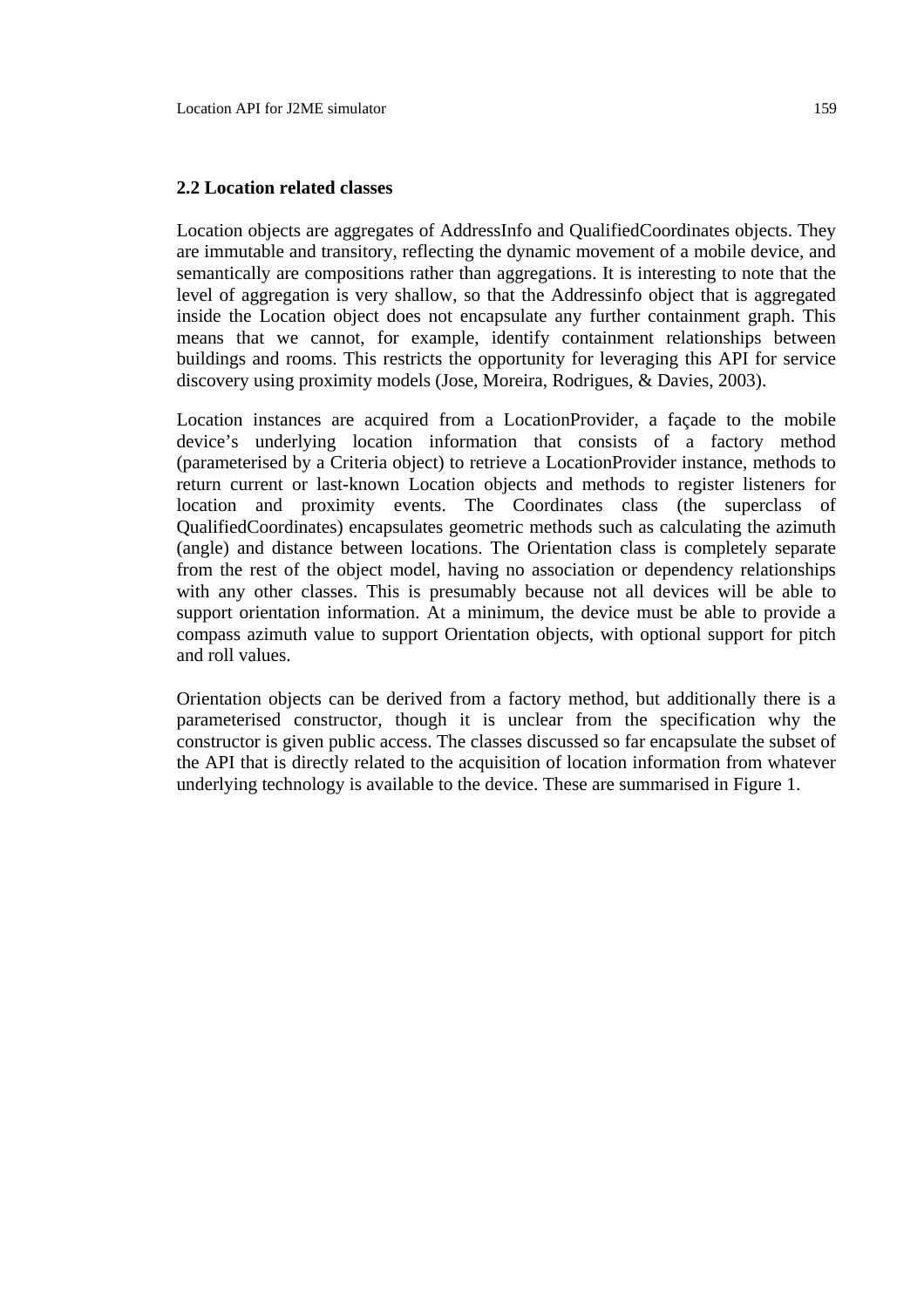### 2.2 Location related classes

Location objects are aggregates of AddressInfo and QualifiedCoordinates objects. They are immutable and transitory, reflecting the dynamic movement of a mobile device, and semantically are compositions rather than aggregations. It is interesting to note that the level of aggregation is very shallow, so that the Addressinfo object that is aggregated inside the Location object does not encapsulate any further containment graph. This means that we cannot, for example, identify containment relationships between buildings and rooms. This restricts the opportunity for leveraging this API for service discovery using proximity models (Jose, Moreira, Rodrigues, & Davies, 2003).

Location instances are acquired from a LocationProvider, a façade to the mobile device's underlying location information that consists of a factory method (parameterised by a Criteria object) to retrieve a LocationProvider instance, methods to return current or last-known Location objects and methods to register listeners for location and proximity events. The Coordinates class (the superclass of QualifiedCoordinates) encapsulates geometric methods such as calculating the azimuth (angle) and distance between locations. The Orientation class is completely separate from the rest of the object model, having no association or dependency relationships with any other classes. This is presumably because not all devices will be able to support orientation information. At a minimum, the device must be able to provide a compass azimuth value to support Orientation objects, with optional support for pitch and roll values.

Orientation objects can be derived from a factory method, but additionally there is a parameterised constructor, though it is unclear from the specification why the constructor is given public access. The classes discussed so far encapsulate the subset of the API that is directly related to the acquisition of location information from whatever underlying technology is available to the device. These are summarised in Figure 1.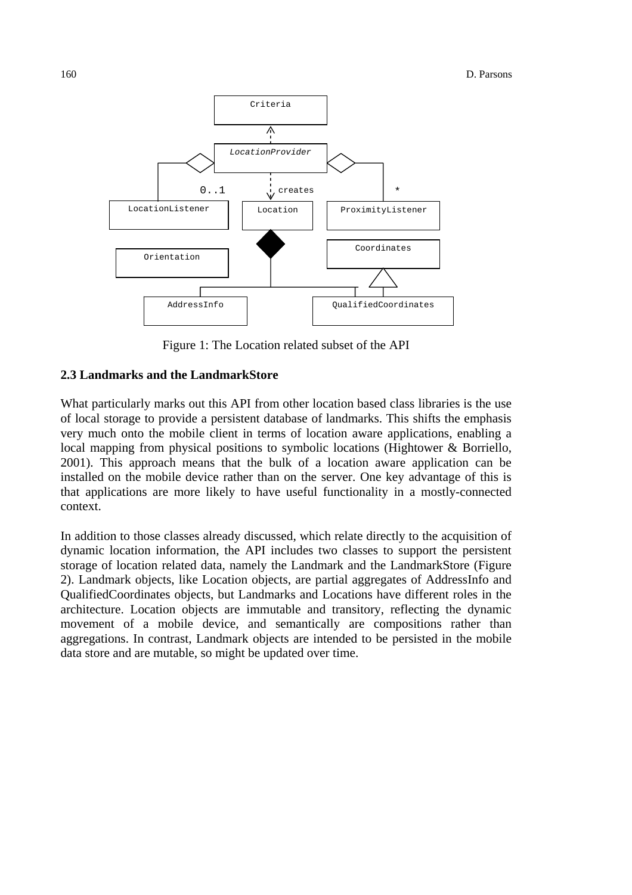Figure 1: The Location related subset of the API

### 2.3 Landmarks and the LandmarkStore

What particularly marks out this API from other location based class libraries is the use of local storage to provide a persistent database of landmarks. This shifts the emphasis very much onto the mobile client in terms of location aware applications, enabling a local mapping from physical positions to symbolic locations (Hightower & Borriello, 2001). This approach means that the bulk of a location aware application can be installed on the mobile device rather than on the server. One key advantage of this is that applications are more likely to have useful functionality in a mostly-connected context.

In addition to those classes already discussed, which relate directly to the acquisition of dynamic location information, the API includes two classes to support the persistent storage of location related data, namely the Landmark and the LandmarkStore (Figure 2). Landmark objects, like Location objects, are partial aggregates of AddressInfo and QualifiedCoordinates objects, but Landmarks and Locations have different roles in the architecture. Location objects are immutable and transitory, reflecting the dynamic movement of a mobile device, and semantically are compositions rather than aggregations. In contrast, Landmark objects are intended to be persisted in the mobile data store and are mutable, so might be updated over time.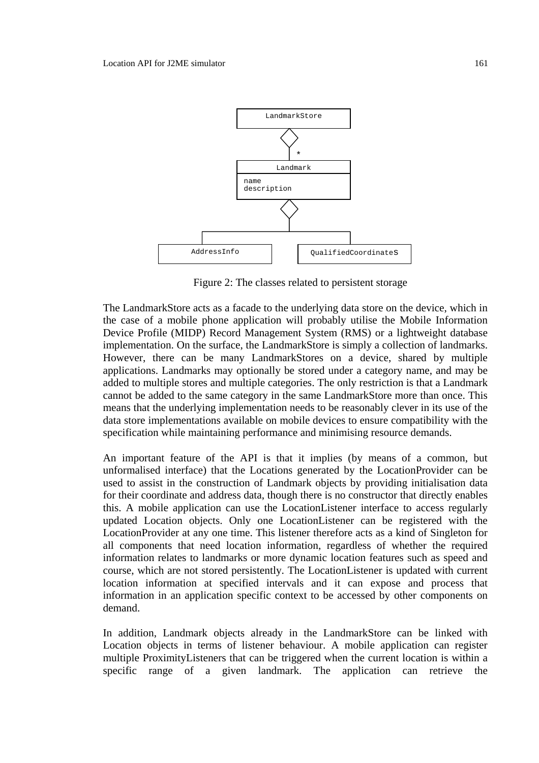```
                LandmarkStore
                      ◇
                      | *
                  Landmark
                name
                description
                      ◇
          ____________|____________
         |                         |
    AddressInfo           QualifiedCoordinateS
```

Figure 2: The classes related to persistent storage

The LandmarkStore acts as a facade to the underlying data store on the device, which in the case of a mobile phone application will probably utilise the Mobile Information Device Profile (MIDP) Record Management System (RMS) or a lightweight database implementation. On the surface, the LandmarkStore is simply a collection of landmarks. However, there can be many LandmarkStores on a device, shared by multiple applications. Landmarks may optionally be stored under a category name, and may be added to multiple stores and multiple categories. The only restriction is that a Landmark cannot be added to the same category in the same LandmarkStore more than once. This means that the underlying implementation needs to be reasonably clever in its use of the data store implementations available on mobile devices to ensure compatibility with the specification while maintaining performance and minimising resource demands.

An important feature of the API is that it implies (by means of a common, but unformalised interface) that the Locations generated by the LocationProvider can be used to assist in the construction of Landmark objects by providing initialisation data for their coordinate and address data, though there is no constructor that directly enables this. A mobile application can use the LocationListener interface to access regularly updated Location objects. Only one LocationListener can be registered with the LocationProvider at any one time. This listener therefore acts as a kind of Singleton for all components that need location information, regardless of whether the required information relates to landmarks or more dynamic location features such as speed and course, which are not stored persistently. The LocationListener is updated with current location information at specified intervals and it can expose and process that information in an application specific context to be accessed by other components on demand.

In addition, Landmark objects already in the LandmarkStore can be linked with Location objects in terms of listener behaviour. A mobile application can register multiple ProximityListeners that can be triggered when the current location is within a specific range of a given landmark. The application can retrieve the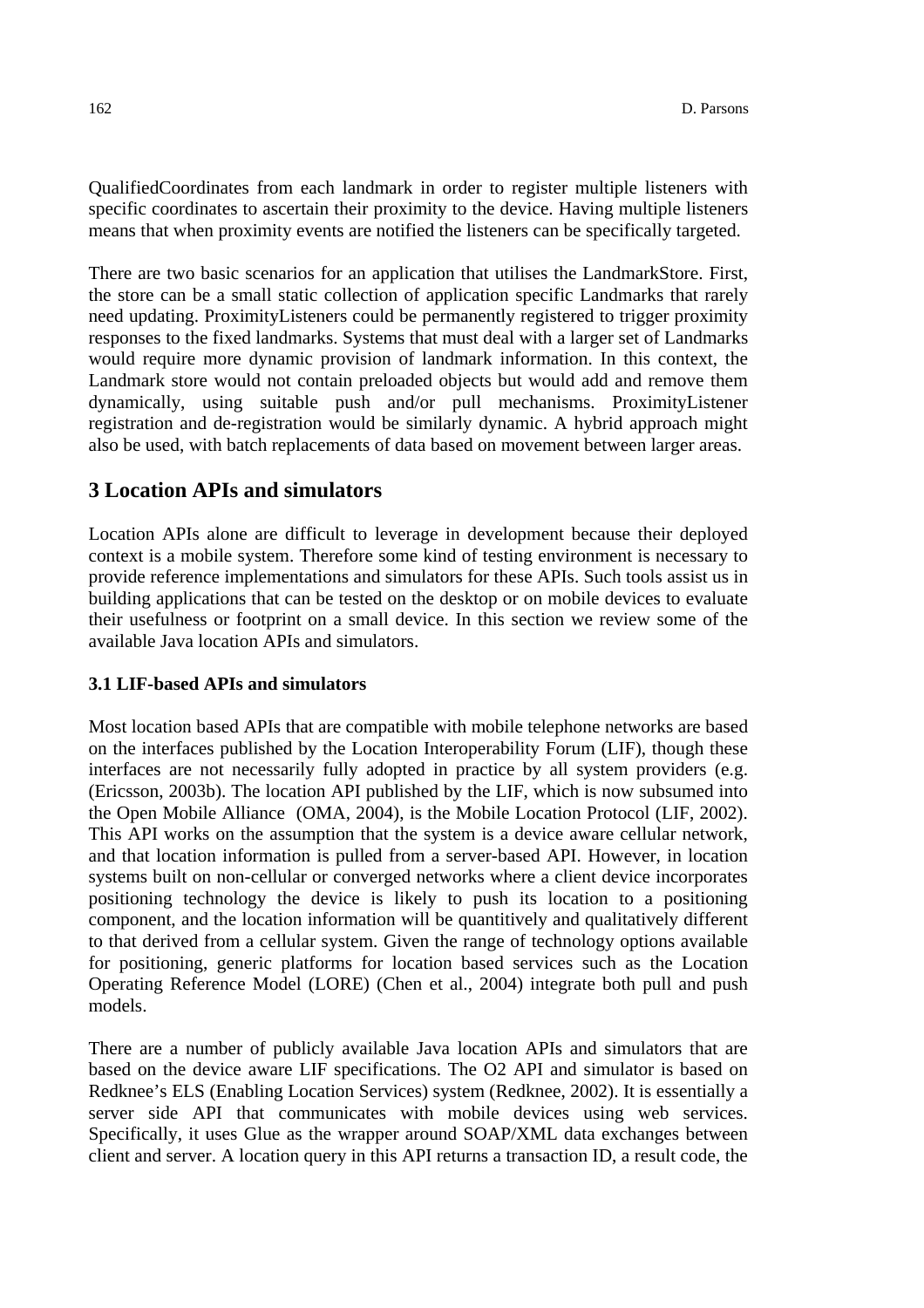QualifiedCoordinates from each landmark in order to register multiple listeners with specific coordinates to ascertain their proximity to the device. Having multiple listeners means that when proximity events are notified the listeners can be specifically targeted.

There are two basic scenarios for an application that utilises the LandmarkStore. First, the store can be a small static collection of application specific Landmarks that rarely need updating. ProximityListeners could be permanently registered to trigger proximity responses to the fixed landmarks. Systems that must deal with a larger set of Landmarks would require more dynamic provision of landmark information. In this context, the Landmark store would not contain preloaded objects but would add and remove them dynamically, using suitable push and/or pull mechanisms. ProximityListener registration and de-registration would be similarly dynamic. A hybrid approach might also be used, with batch replacements of data based on movement between larger areas.

## 3 Location APIs and simulators

Location APIs alone are difficult to leverage in development because their deployed context is a mobile system. Therefore some kind of testing environment is necessary to provide reference implementations and simulators for these APIs. Such tools assist us in building applications that can be tested on the desktop or on mobile devices to evaluate their usefulness or footprint on a small device. In this section we review some of the available Java location APIs and simulators.

### 3.1 LIF-based APIs and simulators

Most location based APIs that are compatible with mobile telephone networks are based on the interfaces published by the Location Interoperability Forum (LIF), though these interfaces are not necessarily fully adopted in practice by all system providers (e.g. (Ericsson, 2003b). The location API published by the LIF, which is now subsumed into the Open Mobile Alliance (OMA, 2004), is the Mobile Location Protocol (LIF, 2002). This API works on the assumption that the system is a device aware cellular network, and that location information is pulled from a server-based API. However, in location systems built on non-cellular or converged networks where a client device incorporates positioning technology the device is likely to push its location to a positioning component, and the location information will be quantitively and qualitatively different to that derived from a cellular system. Given the range of technology options available for positioning, generic platforms for location based services such as the Location Operating Reference Model (LORE) (Chen et al., 2004) integrate both pull and push models.

There are a number of publicly available Java location APIs and simulators that are based on the device aware LIF specifications. The O2 API and simulator is based on Redknee's ELS (Enabling Location Services) system (Redknee, 2002). It is essentially a server side API that communicates with mobile devices using web services. Specifically, it uses Glue as the wrapper around SOAP/XML data exchanges between client and server. A location query in this API returns a transaction ID, a result code, the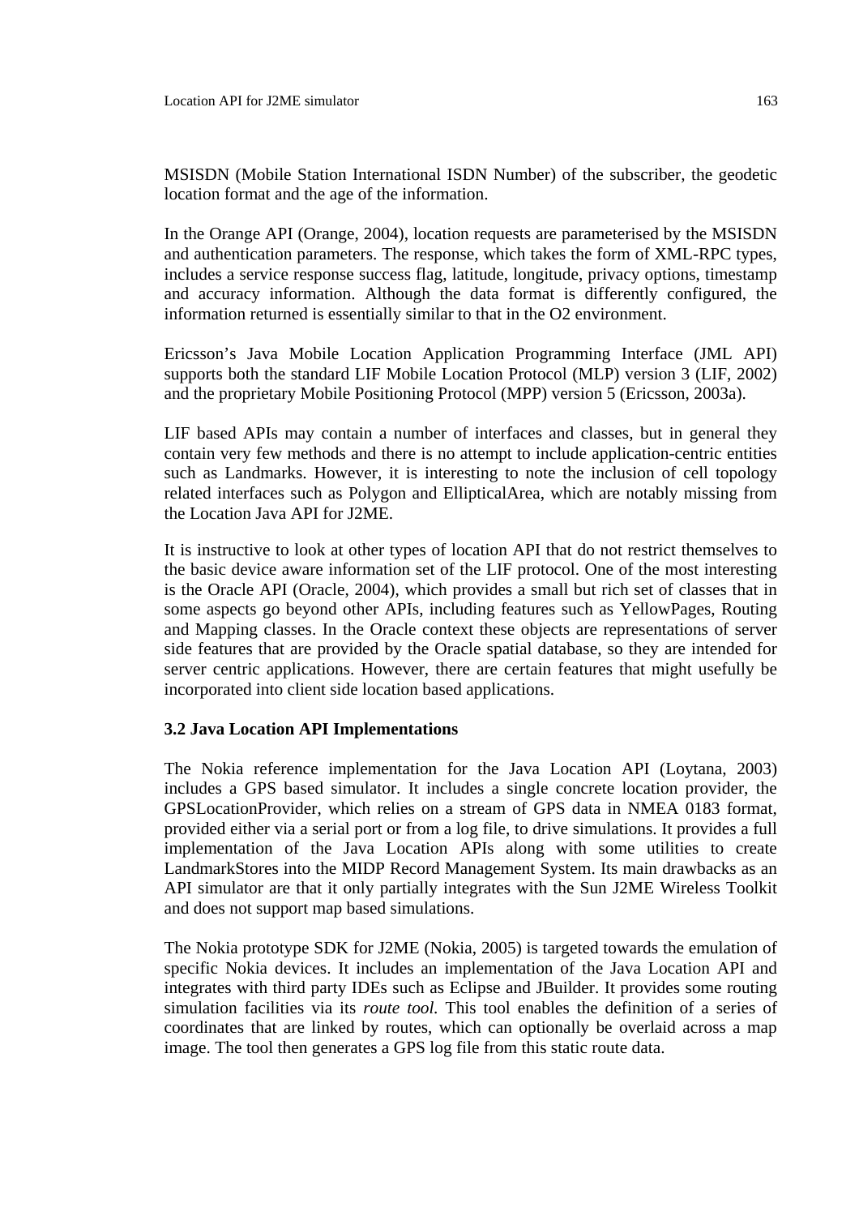MSISDN (Mobile Station International ISDN Number) of the subscriber, the geodetic location format and the age of the information.

In the Orange API (Orange, 2004), location requests are parameterised by the MSISDN and authentication parameters. The response, which takes the form of XML-RPC types, includes a service response success flag, latitude, longitude, privacy options, timestamp and accuracy information. Although the data format is differently configured, the information returned is essentially similar to that in the O2 environment.

Ericsson's Java Mobile Location Application Programming Interface (JML API) supports both the standard LIF Mobile Location Protocol (MLP) version 3 (LIF, 2002) and the proprietary Mobile Positioning Protocol (MPP) version 5 (Ericsson, 2003a).

LIF based APIs may contain a number of interfaces and classes, but in general they contain very few methods and there is no attempt to include application-centric entities such as Landmarks. However, it is interesting to note the inclusion of cell topology related interfaces such as Polygon and EllipticalArea, which are notably missing from the Location Java API for J2ME.

It is instructive to look at other types of location API that do not restrict themselves to the basic device aware information set of the LIF protocol. One of the most interesting is the Oracle API (Oracle, 2004), which provides a small but rich set of classes that in some aspects go beyond other APIs, including features such as YellowPages, Routing and Mapping classes. In the Oracle context these objects are representations of server side features that are provided by the Oracle spatial database, so they are intended for server centric applications. However, there are certain features that might usefully be incorporated into client side location based applications.

### 3.2 Java Location API Implementations

The Nokia reference implementation for the Java Location API (Loytana, 2003) includes a GPS based simulator. It includes a single concrete location provider, the GPSLocationProvider, which relies on a stream of GPS data in NMEA 0183 format, provided either via a serial port or from a log file, to drive simulations. It provides a full implementation of the Java Location APIs along with some utilities to create LandmarkStores into the MIDP Record Management System. Its main drawbacks as an API simulator are that it only partially integrates with the Sun J2ME Wireless Toolkit and does not support map based simulations.

The Nokia prototype SDK for J2ME (Nokia, 2005) is targeted towards the emulation of specific Nokia devices. It includes an implementation of the Java Location API and integrates with third party IDEs such as Eclipse and JBuilder. It provides some routing simulation facilities via its *route tool.* This tool enables the definition of a series of coordinates that are linked by routes, which can optionally be overlaid across a map image. The tool then generates a GPS log file from this static route data.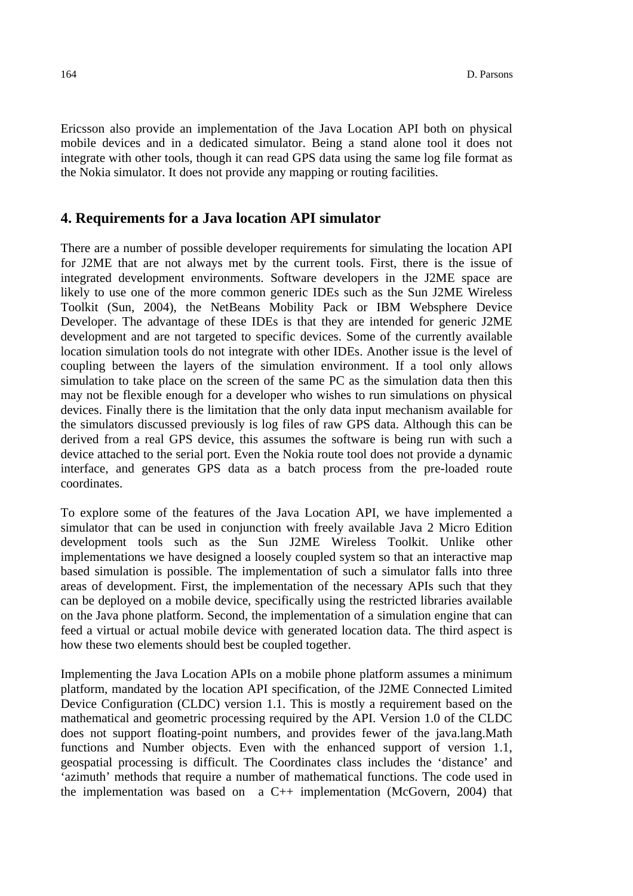Ericsson also provide an implementation of the Java Location API both on physical mobile devices and in a dedicated simulator. Being a stand alone tool it does not integrate with other tools, though it can read GPS data using the same log file format as the Nokia simulator. It does not provide any mapping or routing facilities.

## 4. Requirements for a Java location API simulator

There are a number of possible developer requirements for simulating the location API for J2ME that are not always met by the current tools. First, there is the issue of integrated development environments. Software developers in the J2ME space are likely to use one of the more common generic IDEs such as the Sun J2ME Wireless Toolkit (Sun, 2004), the NetBeans Mobility Pack or IBM Websphere Device Developer. The advantage of these IDEs is that they are intended for generic J2ME development and are not targeted to specific devices. Some of the currently available location simulation tools do not integrate with other IDEs. Another issue is the level of coupling between the layers of the simulation environment. If a tool only allows simulation to take place on the screen of the same PC as the simulation data then this may not be flexible enough for a developer who wishes to run simulations on physical devices. Finally there is the limitation that the only data input mechanism available for the simulators discussed previously is log files of raw GPS data. Although this can be derived from a real GPS device, this assumes the software is being run with such a device attached to the serial port. Even the Nokia route tool does not provide a dynamic interface, and generates GPS data as a batch process from the pre-loaded route coordinates.

To explore some of the features of the Java Location API, we have implemented a simulator that can be used in conjunction with freely available Java 2 Micro Edition development tools such as the Sun J2ME Wireless Toolkit. Unlike other implementations we have designed a loosely coupled system so that an interactive map based simulation is possible. The implementation of such a simulator falls into three areas of development. First, the implementation of the necessary APIs such that they can be deployed on a mobile device, specifically using the restricted libraries available on the Java phone platform. Second, the implementation of a simulation engine that can feed a virtual or actual mobile device with generated location data. The third aspect is how these two elements should best be coupled together.

Implementing the Java Location APIs on a mobile phone platform assumes a minimum platform, mandated by the location API specification, of the J2ME Connected Limited Device Configuration (CLDC) version 1.1. This is mostly a requirement based on the mathematical and geometric processing required by the API. Version 1.0 of the CLDC does not support floating-point numbers, and provides fewer of the java.lang.Math functions and Number objects. Even with the enhanced support of version 1.1, geospatial processing is difficult. The Coordinates class includes the 'distance' and 'azimuth' methods that require a number of mathematical functions. The code used in the implementation was based on a C++ implementation (McGovern, 2004) that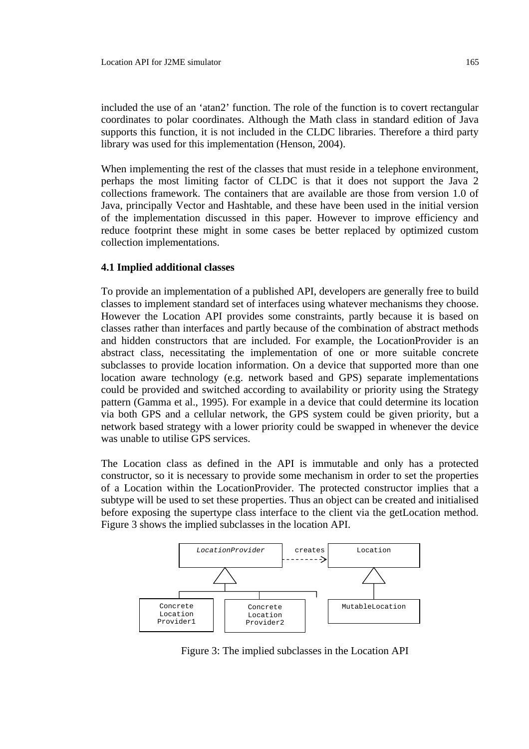included the use of an 'atan2' function. The role of the function is to covert rectangular coordinates to polar coordinates. Although the Math class in standard edition of Java supports this function, it is not included in the CLDC libraries. Therefore a third party library was used for this implementation (Henson, 2004).

When implementing the rest of the classes that must reside in a telephone environment, perhaps the most limiting factor of CLDC is that it does not support the Java 2 collections framework. The containers that are available are those from version 1.0 of Java, principally Vector and Hashtable, and these have been used in the initial version of the implementation discussed in this paper. However to improve efficiency and reduce footprint these might in some cases be better replaced by optimized custom collection implementations.

### 4.1 Implied additional classes

To provide an implementation of a published API, developers are generally free to build classes to implement standard set of interfaces using whatever mechanisms they choose. However the Location API provides some constraints, partly because it is based on classes rather than interfaces and partly because of the combination of abstract methods and hidden constructors that are included. For example, the LocationProvider is an abstract class, necessitating the implementation of one or more suitable concrete subclasses to provide location information. On a device that supported more than one location aware technology (e.g. network based and GPS) separate implementations could be provided and switched according to availability or priority using the Strategy pattern (Gamma et al., 1995). For example in a device that could determine its location via both GPS and a cellular network, the GPS system could be given priority, but a network based strategy with a lower priority could be swapped in whenever the device was unable to utilise GPS services.

The Location class as defined in the API is immutable and only has a protected constructor, so it is necessary to provide some mechanism in order to set the properties of a Location within the LocationProvider. The protected constructor implies that a subtype will be used to set these properties. Thus an object can be created and initialised before exposing the supertype class interface to the client via the getLocation method. Figure 3 shows the implied subclasses in the location API.

Figure 3: The implied subclasses in the Location API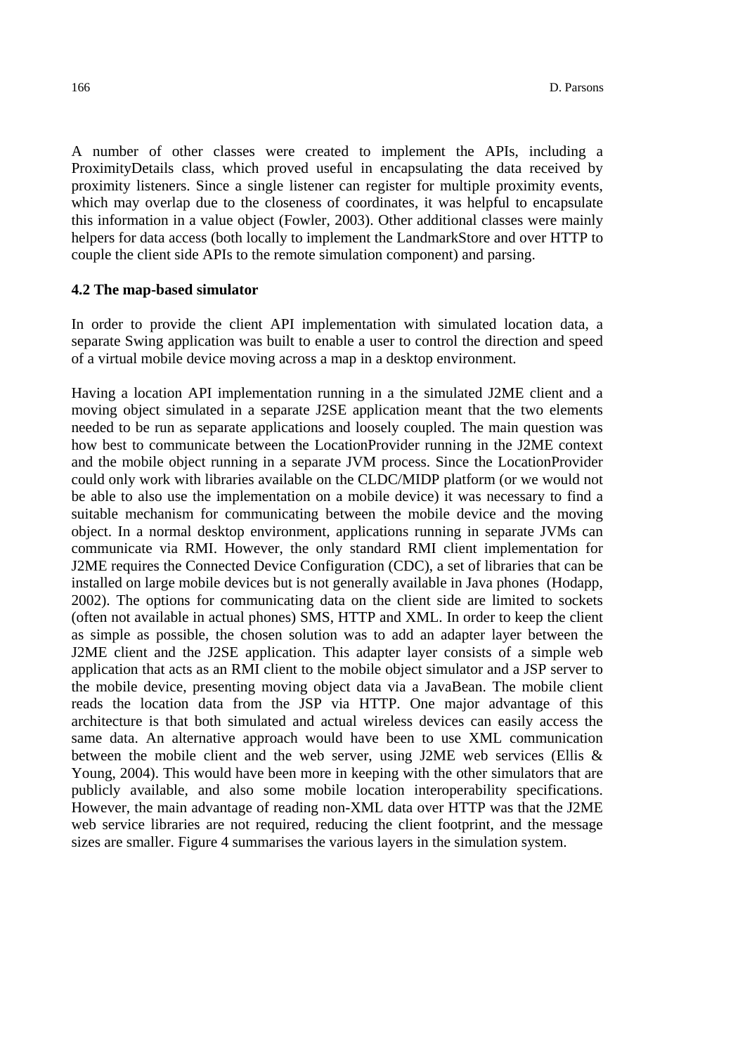A number of other classes were created to implement the APIs, including a ProximityDetails class, which proved useful in encapsulating the data received by proximity listeners. Since a single listener can register for multiple proximity events, which may overlap due to the closeness of coordinates, it was helpful to encapsulate this information in a value object (Fowler, 2003). Other additional classes were mainly helpers for data access (both locally to implement the LandmarkStore and over HTTP to couple the client side APIs to the remote simulation component) and parsing.

### 4.2 The map-based simulator

In order to provide the client API implementation with simulated location data, a separate Swing application was built to enable a user to control the direction and speed of a virtual mobile device moving across a map in a desktop environment.

Having a location API implementation running in a the simulated J2ME client and a moving object simulated in a separate J2SE application meant that the two elements needed to be run as separate applications and loosely coupled. The main question was how best to communicate between the LocationProvider running in the J2ME context and the mobile object running in a separate JVM process. Since the LocationProvider could only work with libraries available on the CLDC/MIDP platform (or we would not be able to also use the implementation on a mobile device) it was necessary to find a suitable mechanism for communicating between the mobile device and the moving object. In a normal desktop environment, applications running in separate JVMs can communicate via RMI. However, the only standard RMI client implementation for J2ME requires the Connected Device Configuration (CDC), a set of libraries that can be installed on large mobile devices but is not generally available in Java phones (Hodapp, 2002). The options for communicating data on the client side are limited to sockets (often not available in actual phones) SMS, HTTP and XML. In order to keep the client as simple as possible, the chosen solution was to add an adapter layer between the J2ME client and the J2SE application. This adapter layer consists of a simple web application that acts as an RMI client to the mobile object simulator and a JSP server to the mobile device, presenting moving object data via a JavaBean. The mobile client reads the location data from the JSP via HTTP. One major advantage of this architecture is that both simulated and actual wireless devices can easily access the same data. An alternative approach would have been to use XML communication between the mobile client and the web server, using J2ME web services (Ellis & Young, 2004). This would have been more in keeping with the other simulators that are publicly available, and also some mobile location interoperability specifications. However, the main advantage of reading non-XML data over HTTP was that the J2ME web service libraries are not required, reducing the client footprint, and the message sizes are smaller. Figure 4 summarises the various layers in the simulation system.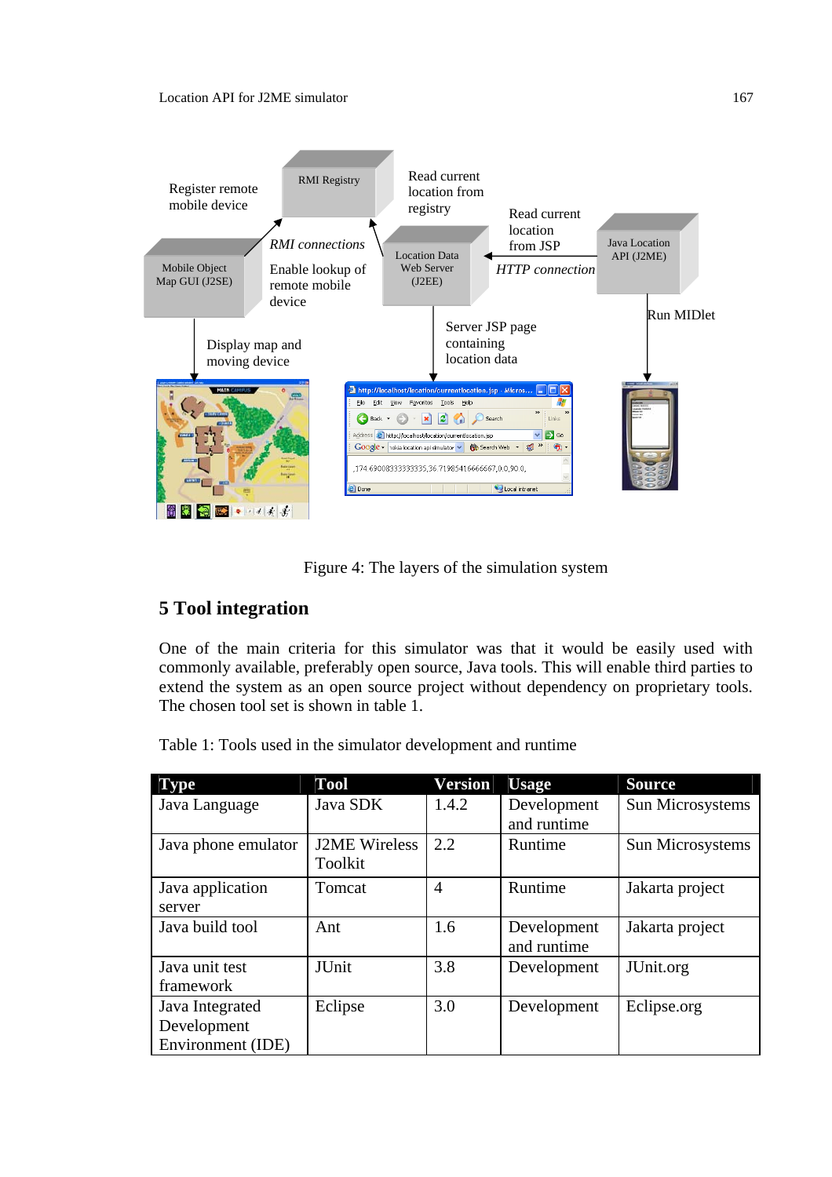Figure 4: The layers of the simulation system

## 5 Tool integration

One of the main criteria for this simulator was that it would be easily used with commonly available, preferably open source, Java tools. This will enable third parties to extend the system as an open source project without dependency on proprietary tools. The chosen tool set is shown in table 1.

Table 1: Tools used in the simulator development and runtime

| Type | Tool | Version | Usage | Source |
|---|---|---|---|---|
| Java Language | Java SDK | 1.4.2 | Development and runtime | Sun Microsystems |
| Java phone emulator | J2ME Wireless Toolkit | 2.2 | Runtime | Sun Microsystems |
| Java application server | Tomcat | 4 | Runtime | Jakarta project |
| Java build tool | Ant | 1.6 | Development and runtime | Jakarta project |
| Java unit test framework | JUnit | 3.8 | Development | JUnit.org |
| Java Integrated Development Environment (IDE) | Eclipse | 3.0 | Development | Eclipse.org |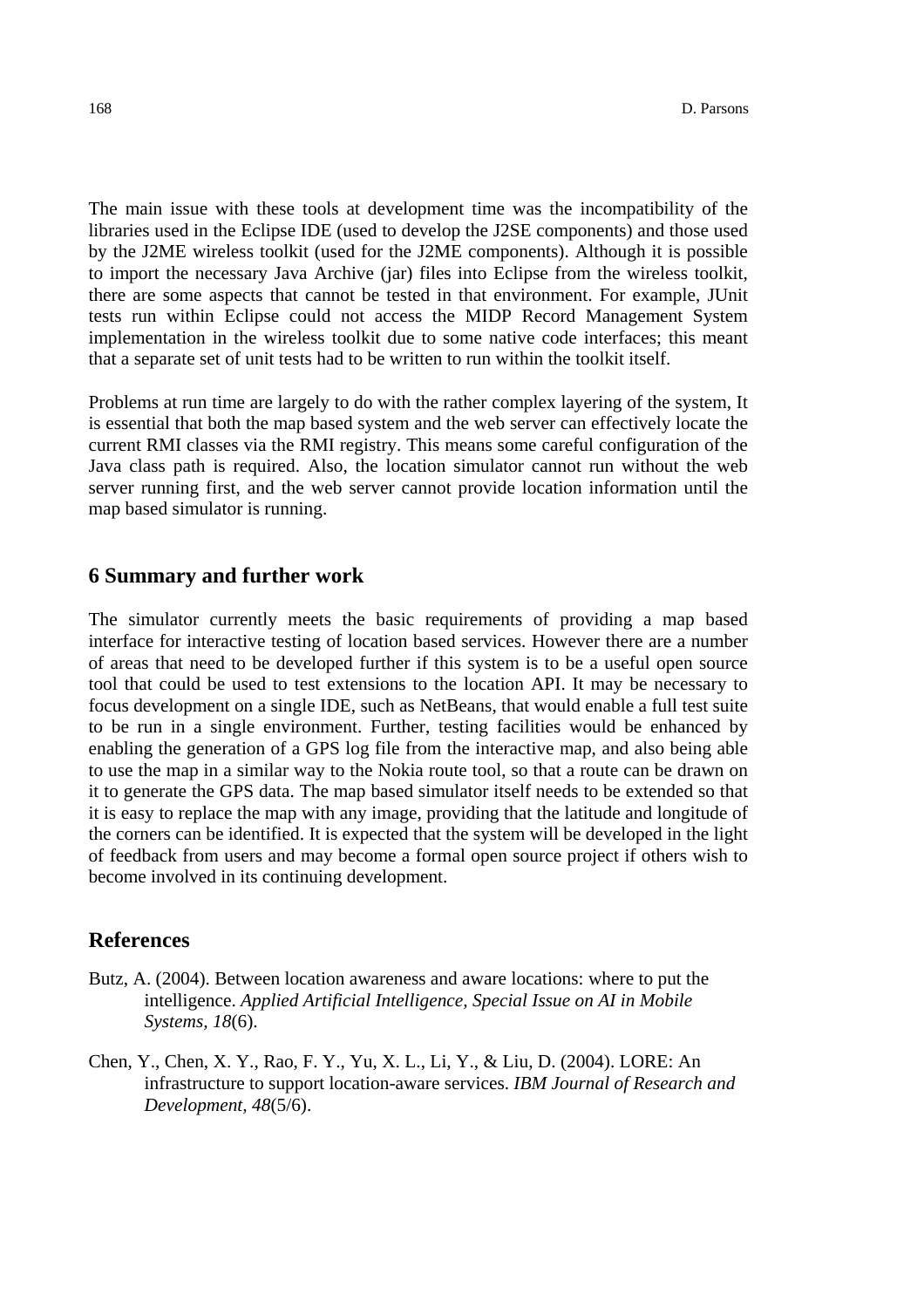The main issue with these tools at development time was the incompatibility of the libraries used in the Eclipse IDE (used to develop the J2SE components) and those used by the J2ME wireless toolkit (used for the J2ME components). Although it is possible to import the necessary Java Archive (jar) files into Eclipse from the wireless toolkit, there are some aspects that cannot be tested in that environment. For example, JUnit tests run within Eclipse could not access the MIDP Record Management System implementation in the wireless toolkit due to some native code interfaces; this meant that a separate set of unit tests had to be written to run within the toolkit itself.

Problems at run time are largely to do with the rather complex layering of the system, It is essential that both the map based system and the web server can effectively locate the current RMI classes via the RMI registry. This means some careful configuration of the Java class path is required. Also, the location simulator cannot run without the web server running first, and the web server cannot provide location information until the map based simulator is running.

## 6 Summary and further work

The simulator currently meets the basic requirements of providing a map based interface for interactive testing of location based services. However there are a number of areas that need to be developed further if this system is to be a useful open source tool that could be used to test extensions to the location API. It may be necessary to focus development on a single IDE, such as NetBeans, that would enable a full test suite to be run in a single environment. Further, testing facilities would be enhanced by enabling the generation of a GPS log file from the interactive map, and also being able to use the map in a similar way to the Nokia route tool, so that a route can be drawn on it to generate the GPS data. The map based simulator itself needs to be extended so that it is easy to replace the map with any image, providing that the latitude and longitude of the corners can be identified. It is expected that the system will be developed in the light of feedback from users and may become a formal open source project if others wish to become involved in its continuing development.

## References

Butz, A. (2004). Between location awareness and aware locations: where to put the intelligence. *Applied Artificial Intelligence, Special Issue on AI in Mobile Systems, 18*(6).

Chen, Y., Chen, X. Y., Rao, F. Y., Yu, X. L., Li, Y., & Liu, D. (2004). LORE: An infrastructure to support location-aware services. *IBM Journal of Research and Development, 48*(5/6).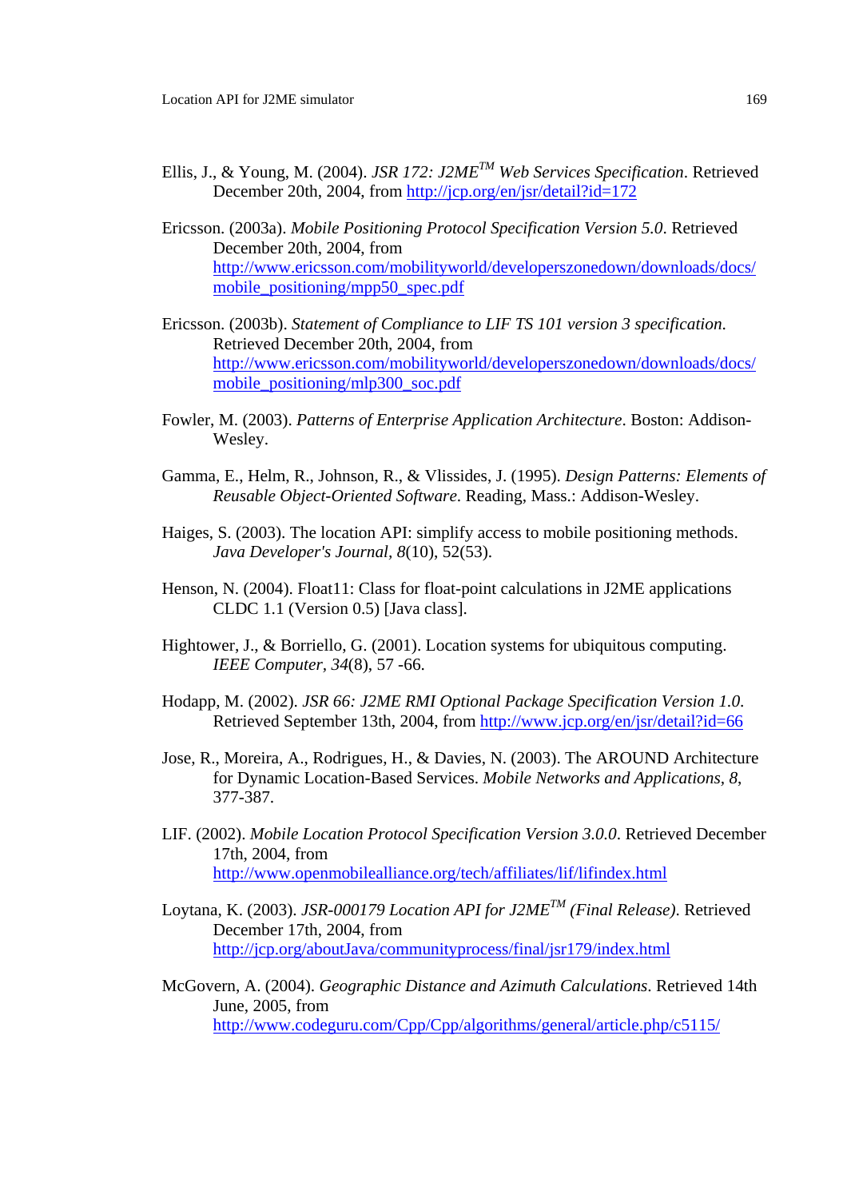Ellis, J., & Young, M. (2004). *JSR 172: J2ME™ Web Services Specification*. Retrieved December 20th, 2004, from http://jcp.org/en/jsr/detail?id=172

Ericsson. (2003a). *Mobile Positioning Protocol Specification Version 5.0*. Retrieved December 20th, 2004, from http://www.ericsson.com/mobilityworld/developerszonedown/downloads/docs/mobile_positioning/mpp50_spec.pdf

Ericsson. (2003b). *Statement of Compliance to LIF TS 101 version 3 specification*. Retrieved December 20th, 2004, from http://www.ericsson.com/mobilityworld/developerszonedown/downloads/docs/mobile_positioning/mlp300_soc.pdf

Fowler, M. (2003). *Patterns of Enterprise Application Architecture*. Boston: Addison-Wesley.

Gamma, E., Helm, R., Johnson, R., & Vlissides, J. (1995). *Design Patterns: Elements of Reusable Object-Oriented Software*. Reading, Mass.: Addison-Wesley.

Haiges, S. (2003). The location API: simplify access to mobile positioning methods. *Java Developer's Journal*, *8*(10), 52(53).

Henson, N. (2004). Float11: Class for float-point calculations in J2ME applications CLDC 1.1 (Version 0.5) [Java class].

Hightower, J., & Borriello, G. (2001). Location systems for ubiquitous computing. *IEEE Computer*, *34*(8), 57 -66.

Hodapp, M. (2002). *JSR 66: J2ME RMI Optional Package Specification Version 1.0*. Retrieved September 13th, 2004, from http://www.jcp.org/en/jsr/detail?id=66

Jose, R., Moreira, A., Rodrigues, H., & Davies, N. (2003). The AROUND Architecture for Dynamic Location-Based Services. *Mobile Networks and Applications, 8*, 377-387.

LIF. (2002). *Mobile Location Protocol Specification Version 3.0.0*. Retrieved December 17th, 2004, from http://www.openmobilealliance.org/tech/affiliates/lif/lifindex.html

Loytana, K. (2003). *JSR-000179 Location API for J2ME™ (Final Release)*. Retrieved December 17th, 2004, from http://jcp.org/aboutJava/communityprocess/final/jsr179/index.html

McGovern, A. (2004). *Geographic Distance and Azimuth Calculations*. Retrieved 14th June, 2005, from http://www.codeguru.com/Cpp/Cpp/algorithms/general/article.php/c5115/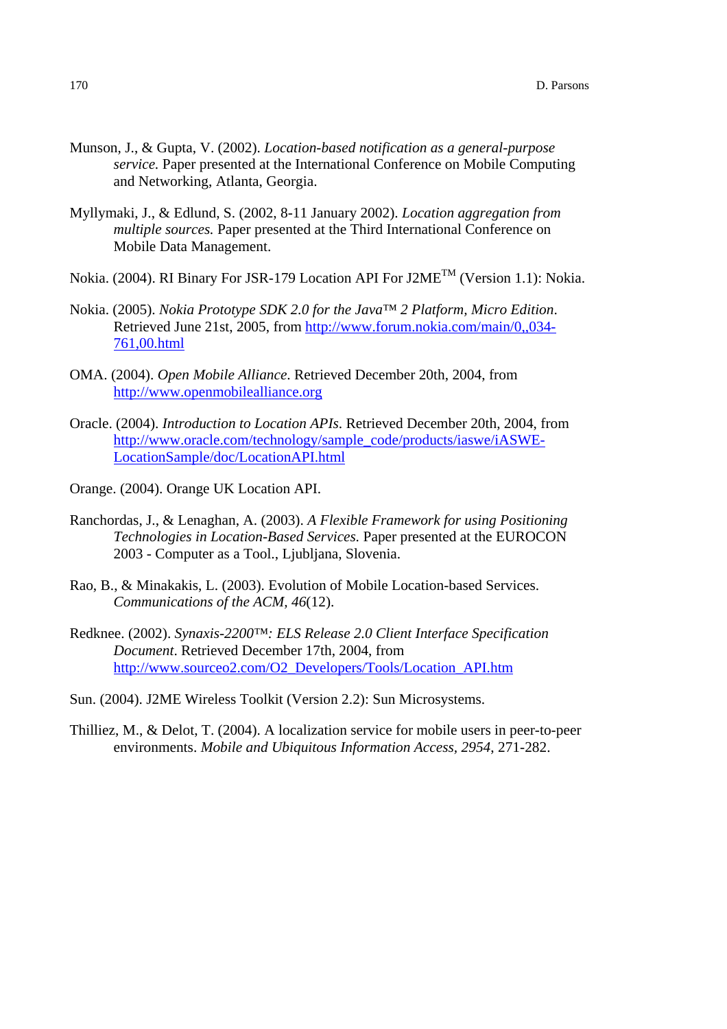Munson, J., & Gupta, V. (2002). *Location-based notification as a general-purpose service.* Paper presented at the International Conference on Mobile Computing and Networking, Atlanta, Georgia.

Myllymaki, J., & Edlund, S. (2002, 8-11 January 2002). *Location aggregation from multiple sources.* Paper presented at the Third International Conference on Mobile Data Management.

Nokia. (2004). RI Binary For JSR-179 Location API For J2ME™ (Version 1.1): Nokia.

Nokia. (2005). *Nokia Prototype SDK 2.0 for the Java™ 2 Platform, Micro Edition*. Retrieved June 21st, 2005, from http://www.forum.nokia.com/main/0,,034-761,00.html

OMA. (2004). *Open Mobile Alliance*. Retrieved December 20th, 2004, from http://www.openmobilealliance.org

Oracle. (2004). *Introduction to Location APIs*. Retrieved December 20th, 2004, from http://www.oracle.com/technology/sample_code/products/iaswe/iASWE-LocationSample/doc/LocationAPI.html

Orange. (2004). Orange UK Location API.

Ranchordas, J., & Lenaghan, A. (2003). *A Flexible Framework for using Positioning Technologies in Location-Based Services.* Paper presented at the EUROCON 2003 - Computer as a Tool., Ljubljana, Slovenia.

Rao, B., & Minakakis, L. (2003). Evolution of Mobile Location-based Services. *Communications of the ACM*, *46*(12).

Redknee. (2002). *Synaxis-2200™: ELS Release 2.0 Client Interface Specification Document*. Retrieved December 17th, 2004, from http://www.sourceo2.com/O2_Developers/Tools/Location_API.htm

Sun. (2004). J2ME Wireless Toolkit (Version 2.2): Sun Microsystems.

Thilliez, M., & Delot, T. (2004). A localization service for mobile users in peer-to-peer environments. *Mobile and Ubiquitous Information Access*, *2954*, 271-282.